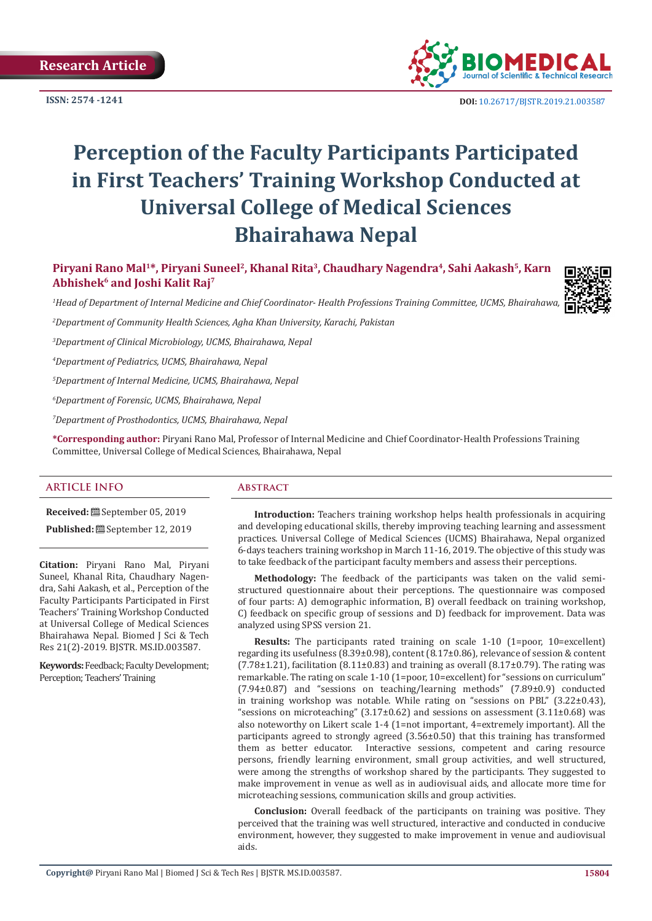Research Article

ISSN: 2574 -1241

DOI: 10.26717/BJSTR.2019.21.003587

# Perception of the Faculty Participants Participated in First Teachers' Training Workshop Conducted at Universal College of Medical Sciences Bhairahawa Nepal

**Piryani Rano Mal[1]*, Piryani Suneel[2], Khanal Rita[3], Chaudhary Nagendra[4], Sahi Aakash[5], Karn Abhishek[6] and Joshi Kalit Raj[7]**

*[1]Head of Department of Internal Medicine and Chief Coordinator- Health Professions Training Committee, UCMS, Bhairahawa,*

*[2]Department of Community Health Sciences, Agha Khan University, Karachi, Pakistan*

*[3]Department of Clinical Microbiology, UCMS, Bhairahawa, Nepal*

*[4]Department of Pediatrics, UCMS, Bhairahawa, Nepal*

*[5]Department of Internal Medicine, UCMS, Bhairahawa, Nepal*

*[6]Department of Forensic, UCMS, Bhairahawa, Nepal*

*[7]Department of Prosthodontics, UCMS, Bhairahawa, Nepal*

**\*Corresponding author:** Piryani Rano Mal, Professor of Internal Medicine and Chief Coordinator-Health Professions Training Committee, Universal College of Medical Sciences, Bhairahawa, Nepal

## Article Info

**Received:** September 05, 2019

**Published:** September 12, 2019

**Citation:** Piryani Rano Mal, Piryani Suneel, Khanal Rita, Chaudhary Nagendra, Sahi Aakash, et al., Perception of the Faculty Participants Participated in First Teachers' Training Workshop Conducted at Universal College of Medical Sciences Bhairahawa Nepal. Biomed J Sci & Tech Res 21(2)-2019. BJSTR. MS.ID.003587.

**Keywords:** Feedback; Faculty Development; Perception; Teachers' Training

## Abstract

**Introduction:** Teachers training workshop helps health professionals in acquiring and developing educational skills, thereby improving teaching learning and assessment practices. Universal College of Medical Sciences (UCMS) Bhairahawa, Nepal organized 6-days teachers training workshop in March 11-16, 2019. The objective of this study was to take feedback of the participant faculty members and assess their perceptions.

**Methodology:** The feedback of the participants was taken on the valid semi-structured questionnaire about their perceptions. The questionnaire was composed of four parts: A) demographic information, B) overall feedback on training workshop, C) feedback on specific group of sessions and D) feedback for improvement. Data was analyzed using SPSS version 21.

**Results:** The participants rated training on scale 1-10 (1=poor, 10=excellent) regarding its usefulness (8.39±0.98), content (8.17±0.86), relevance of session & content (7.78±1.21), facilitation (8.11±0.83) and training as overall (8.17±0.79). The rating was remarkable. The rating on scale 1-10 (1=poor, 10=excellent) for "sessions on curriculum" (7.94±0.87) and "sessions on teaching/learning methods" (7.89±0.9) conducted in training workshop was notable. While rating on "sessions on PBL" (3.22±0.43), "sessions on microteaching" (3.17±0.62) and sessions on assessment (3.11±0.68) was also noteworthy on Likert scale 1-4 (1=not important, 4=extremely important). All the participants agreed to strongly agreed (3.56±0.50) that this training has transformed them as better educator. Interactive sessions, competent and caring resource persons, friendly learning environment, small group activities, and well structured, were among the strengths of workshop shared by the participants. They suggested to make improvement in venue as well as in audiovisual aids, and allocate more time for microteaching sessions, communication skills and group activities.

**Conclusion:** Overall feedback of the participants on training was positive. They perceived that the training was well structured, interactive and conducted in conducive environment, however, they suggested to make improvement in venue and audiovisual aids.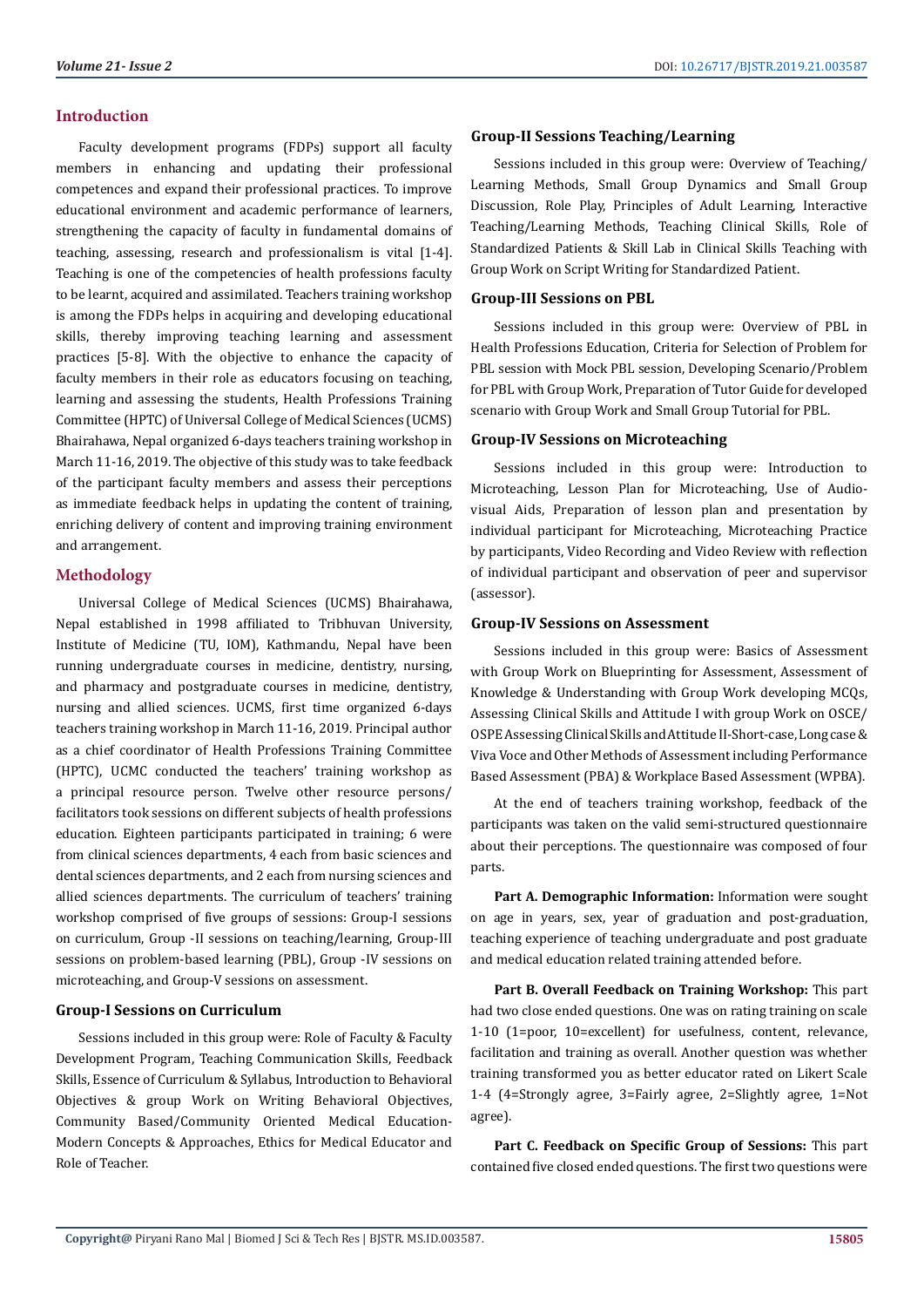## Introduction

Faculty development programs (FDPs) support all faculty members in enhancing and updating their professional competences and expand their professional practices. To improve educational environment and academic performance of learners, strengthening the capacity of faculty in fundamental domains of teaching, assessing, research and professionalism is vital [1-4]. Teaching is one of the competencies of health professions faculty to be learnt, acquired and assimilated. Teachers training workshop is among the FDPs helps in acquiring and developing educational skills, thereby improving teaching learning and assessment practices [5-8]. With the objective to enhance the capacity of faculty members in their role as educators focusing on teaching, learning and assessing the students, Health Professions Training Committee (HPTC) of Universal College of Medical Sciences (UCMS) Bhairahawa, Nepal organized 6-days teachers training workshop in March 11-16, 2019. The objective of this study was to take feedback of the participant faculty members and assess their perceptions as immediate feedback helps in updating the content of training, enriching delivery of content and improving training environment and arrangement.

## Methodology

Universal College of Medical Sciences (UCMS) Bhairahawa, Nepal established in 1998 affiliated to Tribhuvan University, Institute of Medicine (TU, IOM), Kathmandu, Nepal have been running undergraduate courses in medicine, dentistry, nursing, and pharmacy and postgraduate courses in medicine, dentistry, nursing and allied sciences. UCMS, first time organized 6-days teachers training workshop in March 11-16, 2019. Principal author as a chief coordinator of Health Professions Training Committee (HPTC), UCMC conducted the teachers' training workshop as a principal resource person. Twelve other resource persons/ facilitators took sessions on different subjects of health professions education. Eighteen participants participated in training; 6 were from clinical sciences departments, 4 each from basic sciences and dental sciences departments, and 2 each from nursing sciences and allied sciences departments. The curriculum of teachers' training workshop comprised of five groups of sessions: Group-I sessions on curriculum, Group -II sessions on teaching/learning, Group-III sessions on problem-based learning (PBL), Group -IV sessions on microteaching, and Group-V sessions on assessment.

### Group-I Sessions on Curriculum

Sessions included in this group were: Role of Faculty & Faculty Development Program, Teaching Communication Skills, Feedback Skills, Essence of Curriculum & Syllabus, Introduction to Behavioral Objectives & group Work on Writing Behavioral Objectives, Community Based/Community Oriented Medical Education-Modern Concepts & Approaches, Ethics for Medical Educator and Role of Teacher.

### Group-II Sessions Teaching/Learning

Sessions included in this group were: Overview of Teaching/ Learning Methods, Small Group Dynamics and Small Group Discussion, Role Play, Principles of Adult Learning, Interactive Teaching/Learning Methods, Teaching Clinical Skills, Role of Standardized Patients & Skill Lab in Clinical Skills Teaching with Group Work on Script Writing for Standardized Patient.

### Group-III Sessions on PBL

Sessions included in this group were: Overview of PBL in Health Professions Education, Criteria for Selection of Problem for PBL session with Mock PBL session, Developing Scenario/Problem for PBL with Group Work, Preparation of Tutor Guide for developed scenario with Group Work and Small Group Tutorial for PBL.

### Group-IV Sessions on Microteaching

Sessions included in this group were: Introduction to Microteaching, Lesson Plan for Microteaching, Use of Audio-visual Aids, Preparation of lesson plan and presentation by individual participant for Microteaching, Microteaching Practice by participants, Video Recording and Video Review with reflection of individual participant and observation of peer and supervisor (assessor).

### Group-IV Sessions on Assessment

Sessions included in this group were: Basics of Assessment with Group Work on Blueprinting for Assessment, Assessment of Knowledge & Understanding with Group Work developing MCQs, Assessing Clinical Skills and Attitude I with group Work on OSCE/ OSPE Assessing Clinical Skills and Attitude II-Short-case, Long case & Viva Voce and Other Methods of Assessment including Performance Based Assessment (PBA) & Workplace Based Assessment (WPBA).

At the end of teachers training workshop, feedback of the participants was taken on the valid semi-structured questionnaire about their perceptions. The questionnaire was composed of four parts.

**Part A. Demographic Information:** Information were sought on age in years, sex, year of graduation and post-graduation, teaching experience of teaching undergraduate and post graduate and medical education related training attended before.

**Part B. Overall Feedback on Training Workshop:** This part had two close ended questions. One was on rating training on scale 1-10 (1=poor, 10=excellent) for usefulness, content, relevance, facilitation and training as overall. Another question was whether training transformed you as better educator rated on Likert Scale 1-4 (4=Strongly agree, 3=Fairly agree, 2=Slightly agree, 1=Not agree).

**Part C. Feedback on Specific Group of Sessions:** This part contained five closed ended questions. The first two questions were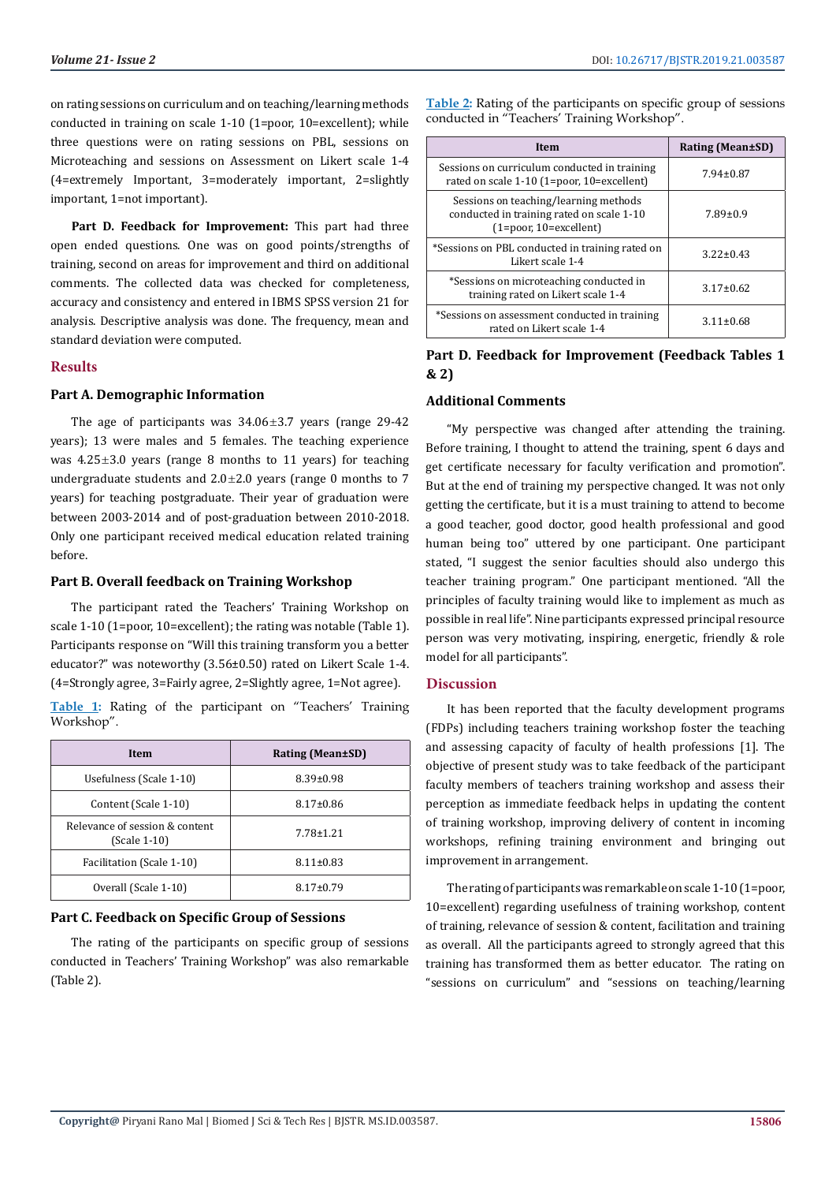on rating sessions on curriculum and on teaching/learning methods conducted in training on scale 1-10 (1=poor, 10=excellent); while three questions were on rating sessions on PBL, sessions on Microteaching and sessions on Assessment on Likert scale 1-4 (4=extremely Important, 3=moderately important, 2=slightly important, 1=not important).

**Part D. Feedback for Improvement:** This part had three open ended questions. One was on good points/strengths of training, second on areas for improvement and third on additional comments. The collected data was checked for completeness, accuracy and consistency and entered in IBMS SPSS version 21 for analysis. Descriptive analysis was done. The frequency, mean and standard deviation were computed.

## Results

### Part A. Demographic Information

The age of participants was 34.06±3.7 years (range 29-42 years); 13 were males and 5 females. The teaching experience was 4.25±3.0 years (range 8 months to 11 years) for teaching undergraduate students and 2.0±2.0 years (range 0 months to 7 years) for teaching postgraduate. Their year of graduation were between 2003-2014 and of post-graduation between 2010-2018. Only one participant received medical education related training before.

### Part B. Overall feedback on Training Workshop

The participant rated the Teachers' Training Workshop on scale 1-10 (1=poor, 10=excellent); the rating was notable (Table 1). Participants response on "Will this training transform you a better educator?" was noteworthy (3.56±0.50) rated on Likert Scale 1-4. (4=Strongly agree, 3=Fairly agree, 2=Slightly agree, 1=Not agree).

Table 1: Rating of the participant on "Teachers' Training Workshop".

| Item | Rating (Mean±SD) |
|---|---|
| Usefulness (Scale 1-10) | 8.39±0.98 |
| Content (Scale 1-10) | 8.17±0.86 |
| Relevance of session & content (Scale 1-10) | 7.78±1.21 |
| Facilitation (Scale 1-10) | 8.11±0.83 |
| Overall (Scale 1-10) | 8.17±0.79 |

### Part C. Feedback on Specific Group of Sessions

The rating of the participants on specific group of sessions conducted in Teachers' Training Workshop" was also remarkable (Table 2).

Table 2: Rating of the participants on specific group of sessions conducted in "Teachers' Training Workshop".

| Item | Rating (Mean±SD) |
|---|---|
| Sessions on curriculum conducted in training rated on scale 1-10 (1=poor, 10=excellent) | 7.94±0.87 |
| Sessions on teaching/learning methods conducted in training rated on scale 1-10 (1=poor, 10=excellent) | 7.89±0.9 |
| *Sessions on PBL conducted in training rated on Likert scale 1-4 | 3.22±0.43 |
| *Sessions on microteaching conducted in training rated on Likert scale 1-4 | 3.17±0.62 |
| *Sessions on assessment conducted in training rated on Likert scale 1-4 | 3.11±0.68 |

### Part D. Feedback for Improvement (Feedback Tables 1 & 2)

### Additional Comments

"My perspective was changed after attending the training. Before training, I thought to attend the training, spent 6 days and get certificate necessary for faculty verification and promotion". But at the end of training my perspective changed. It was not only getting the certificate, but it is a must training to attend to become a good teacher, good doctor, good health professional and good human being too" uttered by one participant. One participant stated, "I suggest the senior faculties should also undergo this teacher training program." One participant mentioned. "All the principles of faculty training would like to implement as much as possible in real life". Nine participants expressed principal resource person was very motivating, inspiring, energetic, friendly & role model for all participants".

## Discussion

It has been reported that the faculty development programs (FDPs) including teachers training workshop foster the teaching and assessing capacity of faculty of health professions [1]. The objective of present study was to take feedback of the participant faculty members of teachers training workshop and assess their perception as immediate feedback helps in updating the content of training workshop, improving delivery of content in incoming workshops, refining training environment and bringing out improvement in arrangement.

The rating of participants was remarkable on scale 1-10 (1=poor, 10=excellent) regarding usefulness of training workshop, content of training, relevance of session & content, facilitation and training as overall. All the participants agreed to strongly agreed that this training has transformed them as better educator. The rating on "sessions on curriculum" and "sessions on teaching/learning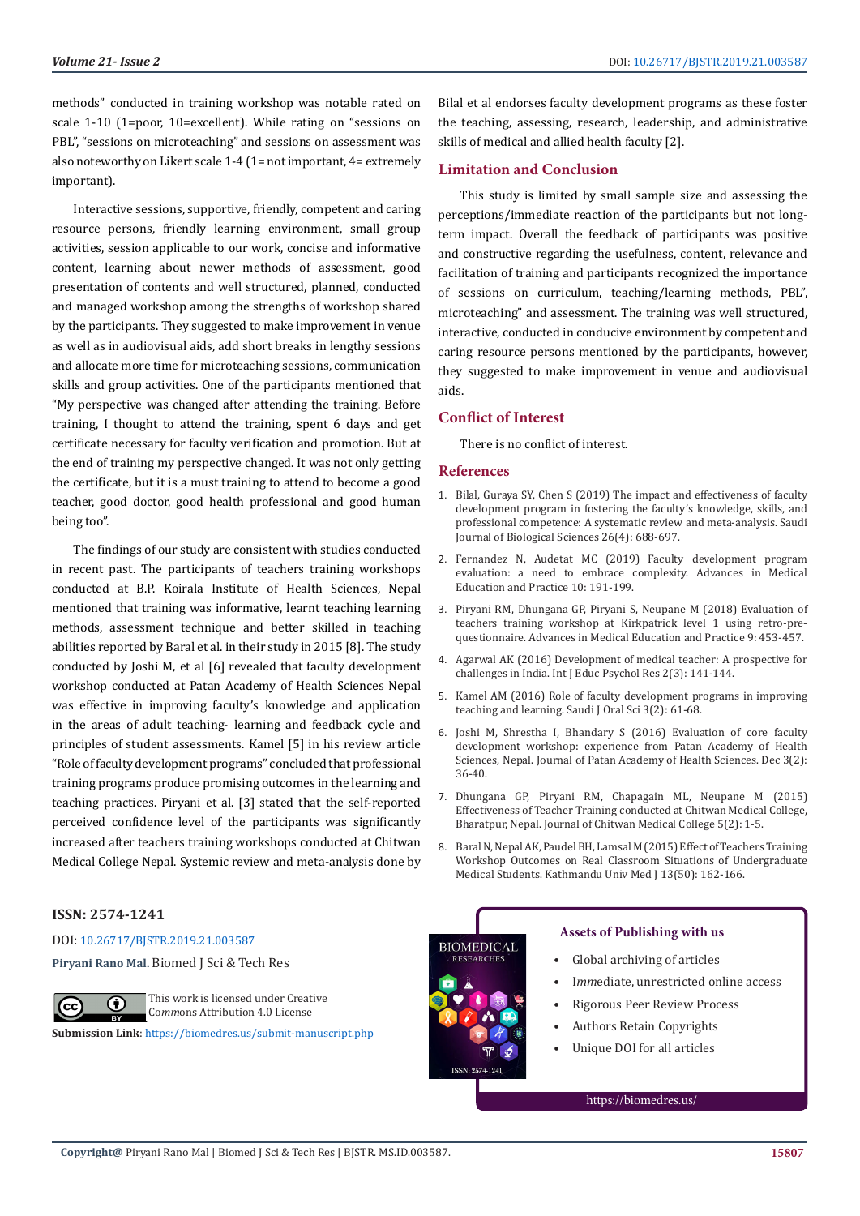methods" conducted in training workshop was notable rated on scale 1-10 (1=poor, 10=excellent). While rating on "sessions on PBL", "sessions on microteaching" and sessions on assessment was also noteworthy on Likert scale 1-4 (1= not important, 4= extremely important).

Interactive sessions, supportive, friendly, competent and caring resource persons, friendly learning environment, small group activities, session applicable to our work, concise and informative content, learning about newer methods of assessment, good presentation of contents and well structured, planned, conducted and managed workshop among the strengths of workshop shared by the participants. They suggested to make improvement in venue as well as in audiovisual aids, add short breaks in lengthy sessions and allocate more time for microteaching sessions, communication skills and group activities. One of the participants mentioned that "My perspective was changed after attending the training. Before training, I thought to attend the training, spent 6 days and get certificate necessary for faculty verification and promotion. But at the end of training my perspective changed. It was not only getting the certificate, but it is a must training to attend to become a good teacher, good doctor, good health professional and good human being too".

The findings of our study are consistent with studies conducted in recent past. The participants of teachers training workshops conducted at B.P. Koirala Institute of Health Sciences, Nepal mentioned that training was informative, learnt teaching learning methods, assessment technique and better skilled in teaching abilities reported by Baral et al. in their study in 2015 [8]. The study conducted by Joshi M, et al [6] revealed that faculty development workshop conducted at Patan Academy of Health Sciences Nepal was effective in improving faculty's knowledge and application in the areas of adult teaching- learning and feedback cycle and principles of student assessments. Kamel [5] in his review article "Role of faculty development programs" concluded that professional training programs produce promising outcomes in the learning and teaching practices. Piryani et al. [3] stated that the self-reported perceived confidence level of the participants was significantly increased after teachers training workshops conducted at Chitwan Medical College Nepal. Systemic review and meta-analysis done by Bilal et al endorses faculty development programs as these foster the teaching, assessing, research, leadership, and administrative skills of medical and allied health faculty [2].

## Limitation and Conclusion

This study is limited by small sample size and assessing the perceptions/immediate reaction of the participants but not long-term impact. Overall the feedback of participants was positive and constructive regarding the usefulness, content, relevance and facilitation of training and participants recognized the importance of sessions on curriculum, teaching/learning methods, PBL", microteaching" and assessment. The training was well structured, interactive, conducted in conducive environment by competent and caring resource persons mentioned by the participants, however, they suggested to make improvement in venue and audiovisual aids.

## Conflict of Interest

There is no conflict of interest.

## References

1. Bilal, Guraya SY, Chen S (2019) The impact and effectiveness of faculty development program in fostering the faculty's knowledge, skills, and professional competence: A systematic review and meta-analysis. Saudi Journal of Biological Sciences 26(4): 688-697.
2. Fernandez N, Audetat MC (2019) Faculty development program evaluation: a need to embrace complexity. Advances in Medical Education and Practice 10: 191-199.
3. Piryani RM, Dhungana GP, Piryani S, Neupane M (2018) Evaluation of teachers training workshop at Kirkpatrick level 1 using retro-pre-questionnaire. Advances in Medical Education and Practice 9: 453-457.
4. Agarwal AK (2016) Development of medical teacher: A prospective for challenges in India. Int J Educ Psychol Res 2(3): 141-144.
5. Kamel AM (2016) Role of faculty development programs in improving teaching and learning. Saudi J Oral Sci 3(2): 61-68.
6. Joshi M, Shrestha I, Bhandary S (2016) Evaluation of core faculty development workshop: experience from Patan Academy of Health Sciences, Nepal. Journal of Patan Academy of Health Sciences. Dec 3(2): 36-40.
7. Dhungana GP, Piryani RM, Chapagain ML, Neupane M (2015) Effectiveness of Teacher Training conducted at Chitwan Medical College, Bharatpur, Nepal. Journal of Chitwan Medical College 5(2): 1-5.
8. Baral N, Nepal AK, Paudel BH, Lamsal M (2015) Effect of Teachers Training Workshop Outcomes on Real Classroom Situations of Undergraduate Medical Students. Kathmandu Univ Med J 13(50): 162-166.

**ISSN: 2574-1241**

DOI: 10.26717/BJSTR.2019.21.003587

**Piryani Rano Mal.** Biomed J Sci & Tech Res

This work is licensed under Creative Commons Attribution 4.0 License

**Submission Link**: https://biomedres.us/submit-manuscript.php

**Assets of Publishing with us**

- Global archiving of articles
- Immediate, unrestricted online access
- Rigorous Peer Review Process
- Authors Retain Copyrights
- Unique DOI for all articles

https://biomedres.us/